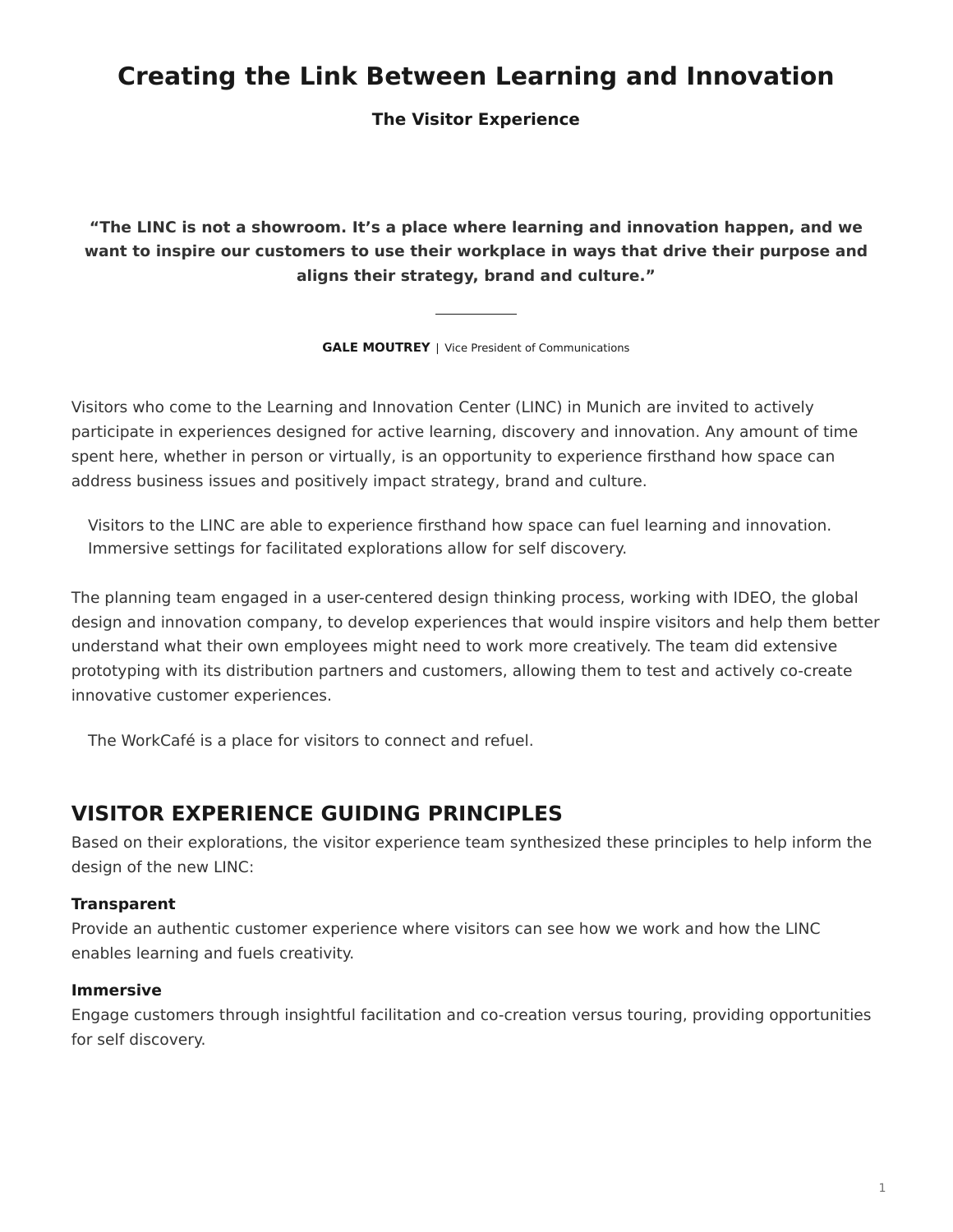# Creating the Link Between Learning and Innovation

**The Visitor Experience**

> **"The LINC is not a showroom. It's a place where learning and innovation happen, and we want to inspire our customers to use their workplace in ways that drive their purpose and aligns their strategy, brand and culture."**

**GALE MOUTREY** | Vice President of Communications

Visitors who come to the Learning and Innovation Center (LINC) in Munich are invited to actively participate in experiences designed for active learning, discovery and innovation. Any amount of time spent here, whether in person or virtually, is an opportunity to experience firsthand how space can address business issues and positively impact strategy, brand and culture.

Visitors to the LINC are able to experience firsthand how space can fuel learning and innovation. Immersive settings for facilitated explorations allow for self discovery.

The planning team engaged in a user-centered design thinking process, working with IDEO, the global design and innovation company, to develop experiences that would inspire visitors and help them better understand what their own employees might need to work more creatively. The team did extensive prototyping with its distribution partners and customers, allowing them to test and actively co-create innovative customer experiences.

The WorkCafé is a place for visitors to connect and refuel.

## VISITOR EXPERIENCE GUIDING PRINCIPLES

Based on their explorations, the visitor experience team synthesized these principles to help inform the design of the new LINC:

**Transparent**
Provide an authentic customer experience where visitors can see how we work and how the LINC enables learning and fuels creativity.

**Immersive**
Engage customers through insightful facilitation and co-creation versus touring, providing opportunities for self discovery.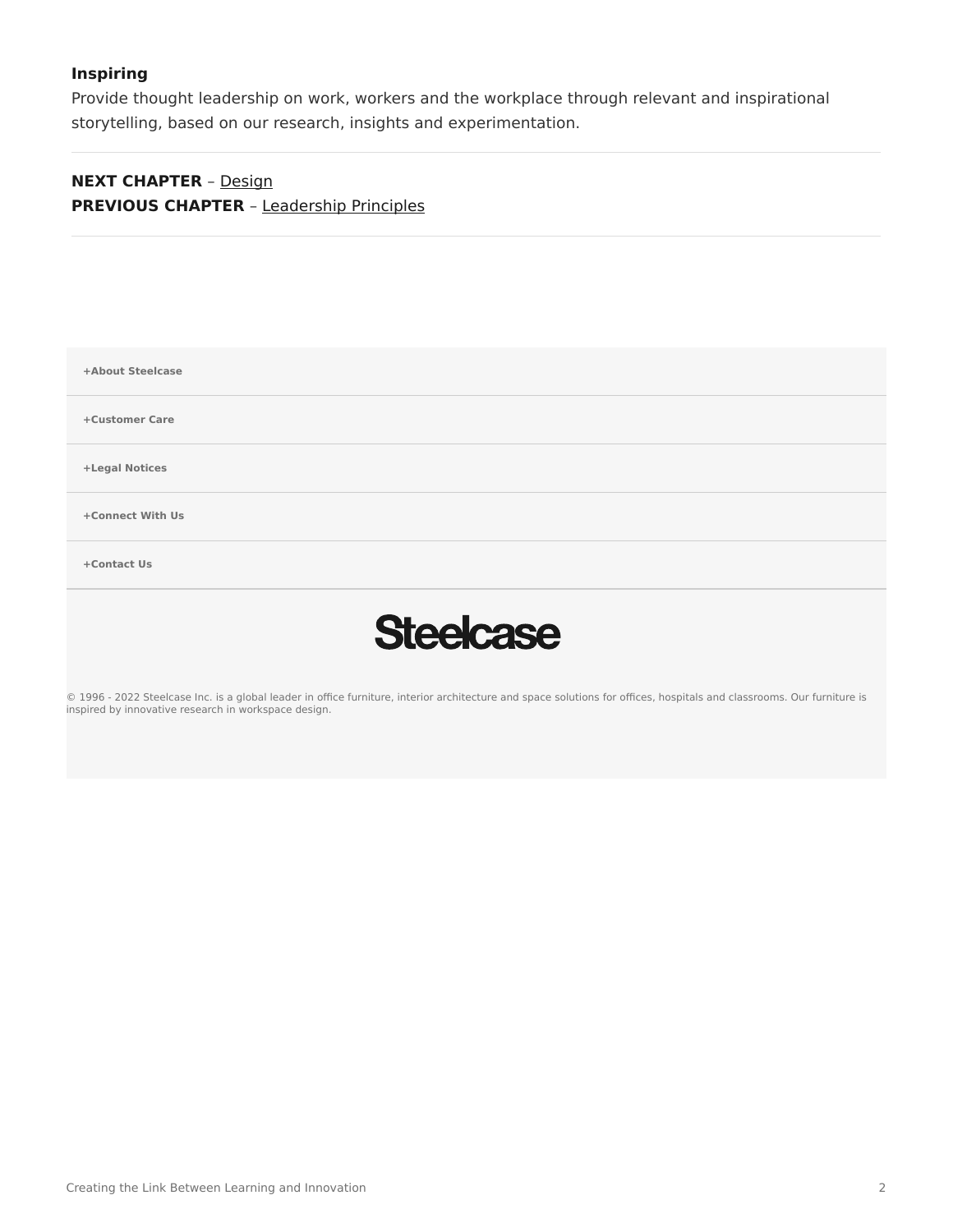**Inspiring**

Provide thought leadership on work, workers and the workplace through relevant and inspirational storytelling, based on our research, insights and experimentation.

---

**NEXT CHAPTER** – Design
**PREVIOUS CHAPTER** – Leadership Principles

---

+About Steelcase

+Customer Care

+Legal Notices

+Connect With Us

+Contact Us

Steelcase

© 1996 - 2022 Steelcase Inc. is a global leader in office furniture, interior architecture and space solutions for offices, hospitals and classrooms. Our furniture is inspired by innovative research in workspace design.